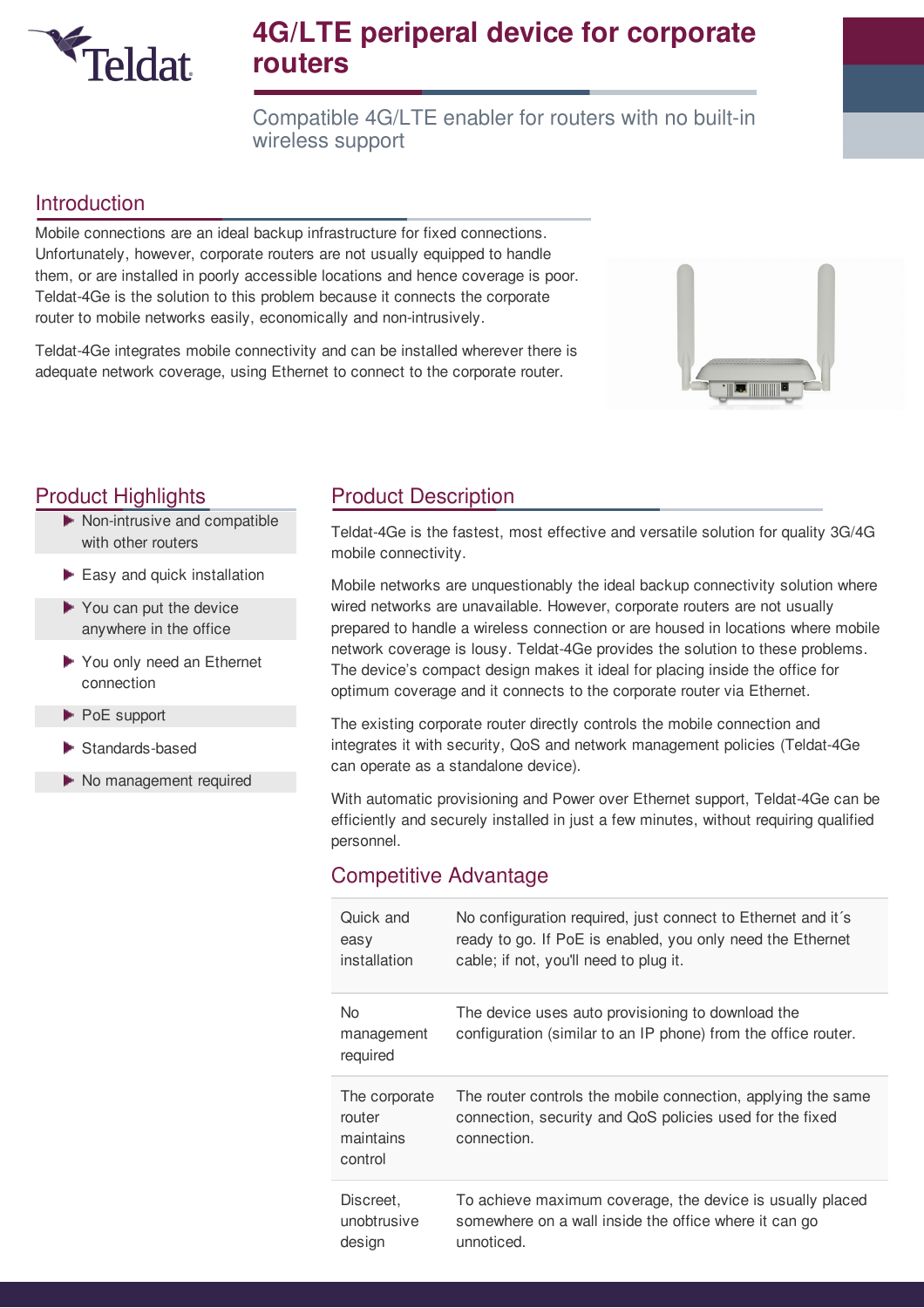# 4G/LTE periperal device for corporate routers

Compatible 4G/LTE enabler for routers with no built-in wireless support

## Introduction

Mobile connections are an ideal backup infrastructure for fixed connections. Unfortunately, however, corporate routers are not usually equipped to handle them, or are installed in poorly accessible locations and hence coverage is poor. Teldat-4Ge is the solution to this problem because it connects the corporate router to mobile networks easily, economically and non-intrusively.

Teldat-4Ge integrates mobile connectivity and can be installed wherever there is adequate network coverage, using Ethernet to connect to the corporate router.

## Product Highlights

- Non-intrusive and compatible with other routers
- Easy and quick installation
- You can put the device anywhere in the office
- You only need an Ethernet connection
- PoE support
- Standards-based
- No management required

## Product Description

Teldat-4Ge is the fastest, most effective and versatile solution for quality 3G/4G mobile connectivity.

Mobile networks are unquestionably the ideal backup connectivity solution where wired networks are unavailable. However, corporate routers are not usually prepared to handle a wireless connection or are housed in locations where mobile network coverage is lousy. Teldat-4Ge provides the solution to these problems. The device's compact design makes it ideal for placing inside the office for optimum coverage and it connects to the corporate router via Ethernet.

The existing corporate router directly controls the mobile connection and integrates it with security, QoS and network management policies (Teldat-4Ge can operate as a standalone device).

With automatic provisioning and Power over Ethernet support, Teldat-4Ge can be efficiently and securely installed in just a few minutes, without requiring qualified personnel.

## Competitive Advantage

| | |
|---|---|
| Quick and easy installation | No configuration required, just connect to Ethernet and it´s ready to go. If PoE is enabled, you only need the Ethernet cable; if not, you'll need to plug it. |
| No management required | The device uses auto provisioning to download the configuration (similar to an IP phone) from the office router. |
| The corporate router maintains control | The router controls the mobile connection, applying the same connection, security and QoS policies used for the fixed connection. |
| Discreet, unobtrusive design | To achieve maximum coverage, the device is usually placed somewhere on a wall inside the office where it can go unnoticed. |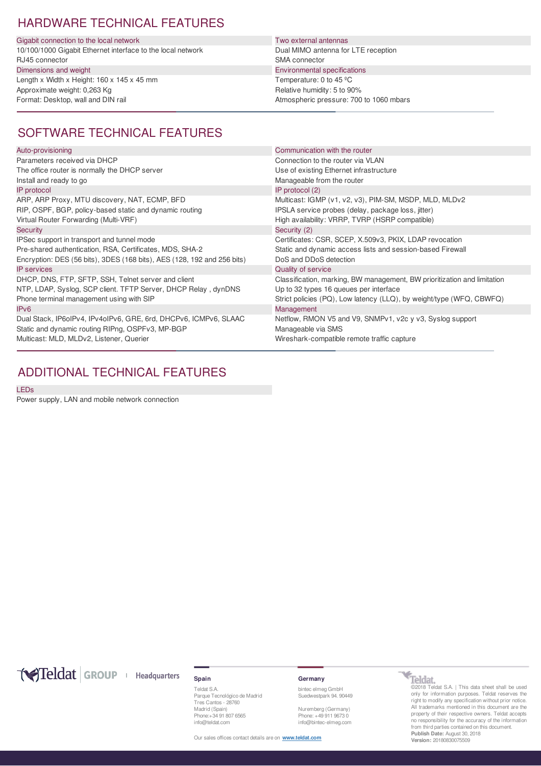## HARDWARE TECHNICAL FEATURES

**Gigabit connection to the local network**

10/100/1000 Gigabit Ethernet interface to the local network
RJ45 connector

**Dimensions and weight**

Length x Width x Height: 160 x 145 x 45 mm
Approximate weight: 0,263 Kg
Format: Desktop, wall and DIN rail

**Two external antennas**

Dual MIMO antenna for LTE reception
SMA connector

**Environmental specifications**

Temperature: 0 to 45 ºC
Relative humidity: 5 to 90%
Atmospheric pressure: 700 to 1060 mbars

## SOFTWARE TECHNICAL FEATURES

**Auto-provisioning**

Parameters received via DHCP
The office router is normally the DHCP server
Install and ready to go

**IP protocol**

ARP, ARP Proxy, MTU discovery, NAT, ECMP, BFD
RIP, OSPF, BGP, policy-based static and dynamic routing
Virtual Router Forwarding (Multi-VRF)

**Security**

IPSec support in transport and tunnel mode
Pre-shared authentication, RSA, Certificates, MDS, SHA-2
Encryption: DES (56 bits), 3DES (168 bits), AES (128, 192 and 256 bits)

**IP services**

DHCP, DNS, FTP, SFTP, SSH, Telnet server and client
NTP, LDAP, Syslog, SCP client. TFTP Server, DHCP Relay , dynDNS
Phone terminal management using with SIP

**IPv6**

Dual Stack, IP6oIPv4, IPv4oIPv6, GRE, 6rd, DHCPv6, ICMPv6, SLAAC
Static and dynamic routing RIPng, OSPFv3, MP-BGP
Multicast: MLD, MLDv2, Listener, Querier

**Communication with the router**

Connection to the router via VLAN
Use of existing Ethernet infrastructure
Manageable from the router

**IP protocol (2)**

Multicast: IGMP (v1, v2, v3), PIM-SM, MSDP, MLD, MLDv2
IPSLA service probes (delay, package loss, jitter)
High availability: VRRP, TVRP (HSRP compatible)

**Security (2)**

Certificates: CSR, SCEP, X.509v3, PKIX, LDAP revocation
Static and dynamic access lists and session-based Firewall
DoS and DDoS detection

**Quality of service**

Classification, marking, BW management, BW prioritization and limitation
Up to 32 types 16 queues per interface
Strict policies (PQ), Low latency (LLQ), by weight/type (WFQ, CBWFQ)

**Management**

Netflow, RMON V5 and V9, SNMPv1, v2c y v3, Syslog support
Manageable via SMS
Wireshark-compatible remote traffic capture

## ADDITIONAL TECHNICAL FEATURES

**LEDs**

Power supply, LAN and mobile network connection

Teldat GROUP | Headquarters

**Spain**

Teldat S.A.
Parque Tecnológico de Madrid
Tres Cantos - 28760
Madrid (Spain)
Phone:+34 91 807 6565
info@teldat.com

**Germany**

bintec elmeg GmbH
Suedwestpark 94. 90449

Nuremberg (Germany)
Phone: +49 911 9673 0
info@bintec-elmeg.com

Our sales offices contact details are on **www.teldat.com**

Teldat.
©2018 Teldat S.A. | This data sheet shall be used only for information purposes. Teldat reserves the right to modify any specification without prior notice. All trademarks mentioned in this document are the property of their respective owners. Teldat accepts no responsibility for the accuracy of the information from third parties contained on this document.
**Publish Date:** August 30, 2018
**Version:** 20180830075509